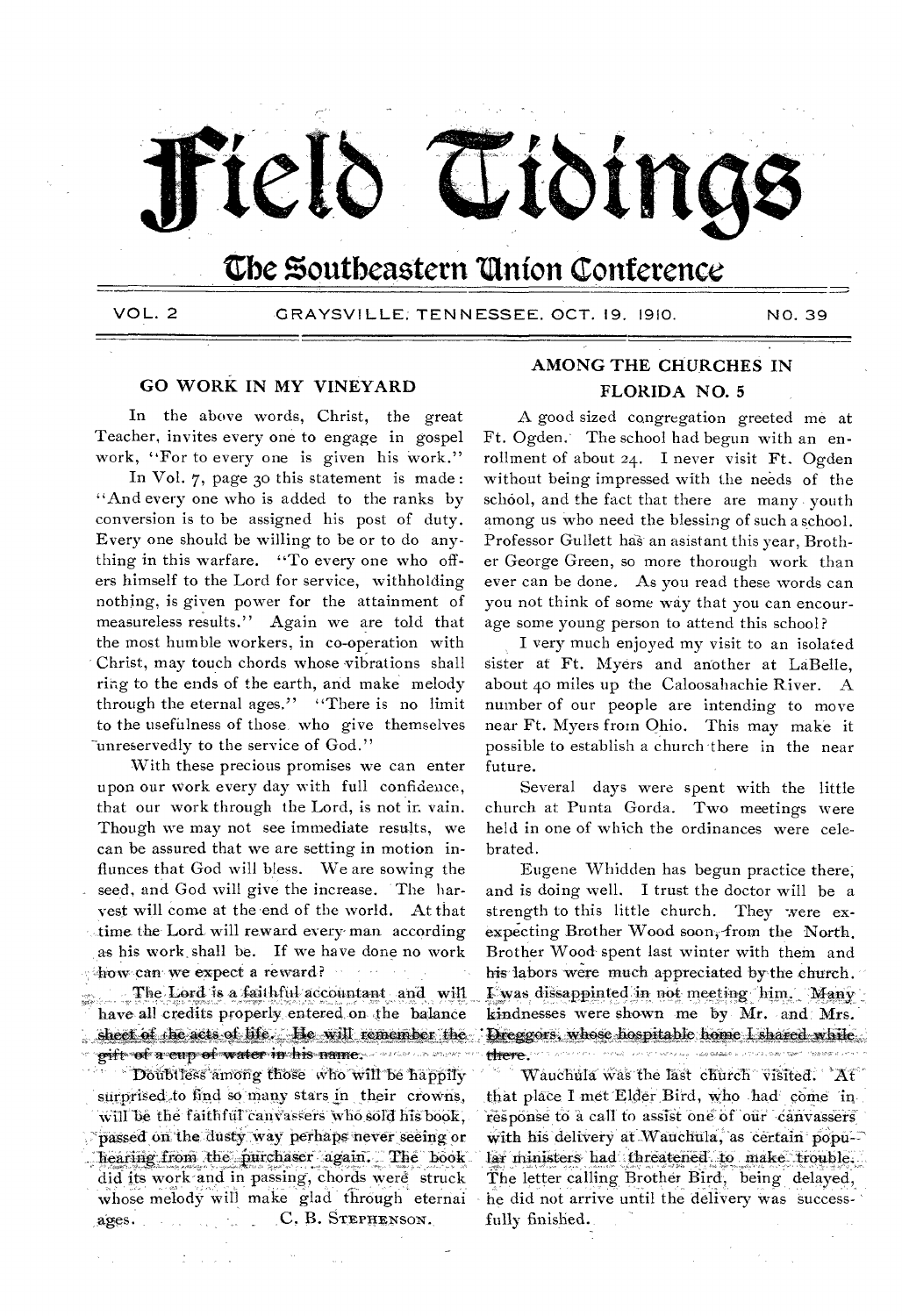# Field Tidings

## The Southeastern Union Conference

VOL. 2 GRAYSVILLE, TENNESSEE, OCT. 19, 1910. NO. 39

### GO WORK IN MY VINEYARD

In the above words, Christ, the great Teacher, invites every one to engage in gospel work, "For to every one is given his work."

In Vol. 7, page 30 this statement is made: "And every one who is added to the ranks by conversion is to be assigned his post of duty. Every one should be willing to be or to do anything in this warfare. "To every one who offers himself to the Lord for service, withholding nothing, is given power for the attainment of measureless results." Again we are told that the most humble workers, in co-operation with Christ, may touch chords whose vibrations shall ring to the ends of the earth, and make melody through the eternal ages." "There is no limit to the usefulness of those who give themselves unreservedly to the service of God."

With these precious promises we can enter upon our work every day with full confidence, that our work through the Lord, is not in vain. Though we may not see immediate results, we can be assured that we are setting in motion influnces that God will bless. We are sowing the seed, and God will give the increase. The harvest will come at the end of the world. At that time the Lord will reward every man according as his work shall be. If we have done no work how can we expect a reward?

The Lord is a faithful accountant and will have all credits properly entered on the balance sheet of the acts of life. He will remember the gift of a cup of water in his name.

Doubtless among those who will be happily surprised to find so many stars in their crowns, will be the faithful canvassers who sold his book, passed on the dusty way perhaps never seeing or hearing from the purchaser again. The book did its work and in passing, chords were struck whose melody will make glad through eternai ages.

C. B. STEPHENSON.

### AMONG THE CHURCHES IN FLORIDA NO. 5

A good sized congregation greeted me at Ft. Ogden. The school had begun with an enrollment of about 24. I never visit Ft. Ogden without being impressed with the needs of the school, and the fact that there are many youth among us who need the blessing of such a school. Professor Gullett has an asistant this year, Brother George Green, so more thorough work than ever can be done. As you read these words can you not think of some way that you can encourage some young person to attend this school?

I very much enjoyed my visit to an isolated sister at Ft. Myers and another at LaBelle, about 40 miles up the Caloosahachie River. A number of our people are intending to move near Ft. Myers from Ohio. This may make it possible to establish a church there in the near future.

Several days were spent with the little church at Punta Gorda. Two meetings were held in one of which the ordinances were celebrated.

Eugene Whidden has begun practice there, and is doing well. I trust the doctor will be a strength to this little church. They were expecting Brother Wood soon, from the North. Brother Wood spent last winter with them and his labors were much appreciated by the church. I was dissappinted in not meeting him. Many kindnesses were shown me by Mr. and Mrs. Dreggors, whose hospitable home I shared while there.

Wauchula was the last church visited. At that place I met Elder Bird, who had come in response to a call to assist one of our canvassers with his delivery at Wauchula, as certain popular ministers had threatened to make trouble. The letter calling Brother Bird, being delayed, he did not arrive until the delivery was successfully finished.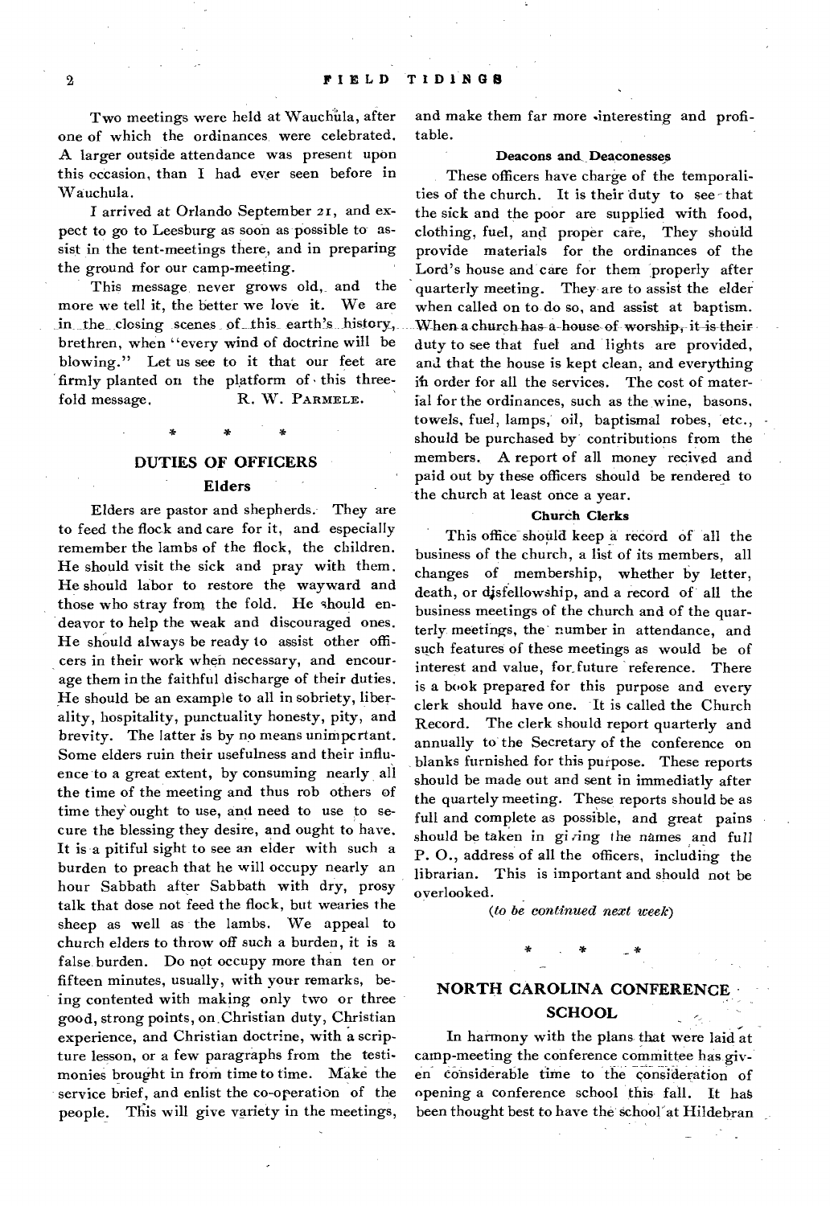Two meetings were held at Wauchula, after one of which the ordinances were celebrated. A larger outside attendance was present upon this occasion, than I had ever seen before in Wauchula.

I arrived at Orlando September 21, and expect to go to Leesburg as soon as possible to assist in the tent-meetings there, and in preparing the ground for our camp-meeting.

This message never grows old, and the more we tell it, the better we love it. We are in the closing scenes of this earth's history, brethren, when "every wind of doctrine will be blowing." Let us see to it that our feet are firmly planted on the platform of this threefold message. R. W. PARMELE.

\* \* \*

## DUTIES OF OFFICERS

### Elders

Elders are pastor and shepherds. They are to feed the flock and care for it, and especially remember the lambs of the flock, the children. He should visit the sick and pray with them. He should labor to restore the wayward and those who stray from the fold. He should endeavor to help the weak and discouraged ones. He should always be ready to assist other officers in their work when necessary, and encourage them in the faithful discharge of their duties. He should be an example to all in sobriety, liberality, hospitality, punctuality honesty, pity, and brevity. The latter is by no means unimportant. Some elders ruin their usefulness and their influence to a great extent, by consuming nearly all the time of the meeting and thus rob others of time they ought to use, and need to use to secure the blessing they desire, and ought to have. It is a pitiful sight to see an elder with such a burden to preach that he will occupy nearly an hour Sabbath after Sabbath with dry, prosy talk that dose not feed the flock, but wearies the sheep as well as the lambs. We appeal to church elders to throw off such a burden, it is a false burden. Do not occupy more than ten or fifteen minutes, usually, with your remarks, being contented with making only two or three good, strong points, on Christian duty, Christian experience, and Christian doctrine, with a scripture lesson, or a few paragraphs from the testimonies brought in from time to time. Make the service brief, and enlist the co-operation of the people. This will give variety in the meetings, and make them far more interesting and profitable.

### Deacons and Deaconesses

These officers have charge of the temporalities of the church. It is their duty to see that the sick and the poor are supplied with food, clothing, fuel, and proper care, They should provide materials for the ordinances of the Lord's house and care for them properly after quarterly meeting. They are to assist the elder when called on to do so, and assist at baptism. When a church has a house of worship, it is their duty to see that fuel and lights are provided, and that the house is kept clean, and everything in order for all the services. The cost of material for the ordinances, such as the wine, basons, towels, fuel, lamps, oil, baptismal robes, etc., should be purchased by contributions from the members. A report of all money recived and paid out by these officers should be rendered to the church at least once a year.

### Church Clerks

This office should keep a record of all the business of the church, a list of its members, all changes of membership, whether by letter, death, or disfellowship, and a record of all the business meetings of the church and of the quarterly meetings, the number in attendance, and such features of these meetings as would be of interest and value, for future reference. There is a book prepared for this purpose and every clerk should have one. It is called the Church Record. The clerk should report quarterly and annually to the Secretary of the conference on blanks furnished for this purpose. These reports should be made out and sent in immediatly after the quartely meeting. These reports should be as full and complete as possible, and great pains should be taken in giving the names and full P. O., address of all the officers, including the librarian. This is important and should not be overlooked.

*(to be continued next week)*

\* \* \*

## NORTH CAROLINA CONFERENCE SCHOOL

In harmony with the plans that were laid at camp-meeting the conference committee has given considerable time to the consideration of opening a conference school this fall. It has been thought best to have the school at Hildebran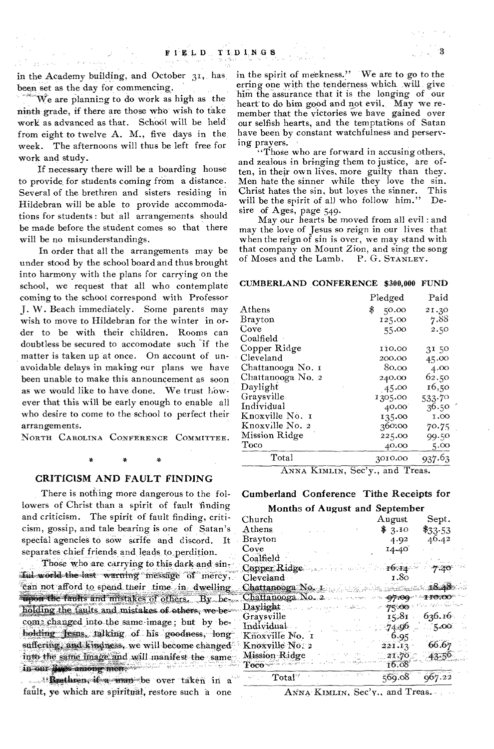in the Academy building, and October 31, has been set as the day for commencing.

We are planning to do work as high as the ninth grade, if there are those who wish to take work as advanced as that. School will be held from eight to twelve A. M., five days in the week. The afternoons will thus be left free for work and study.

If necessary there will be a boarding house to provide for students coming from a distance. Several of the brethren and sisters residing in Hildebran will be able to provide accommodations for students: but all arrangements should be made before the student comes so that there will be no misunderstandings.

In order that all the arrangements may be under stood by the school board and thus brought into harmony with the plans for carrying on the school, we request that all who contemplate coming to the school correspond with Professor J. W. Beach immediately. Some parents may wish to move to Hildebran for the winter in order to be with their children. Rooms can doubtless be secured to accomodate such if the matter is taken up at once. On account of unavoidable delays in making our plans we have been unable to make this announcement as soon as we would like to have done. We trust however that this will be early enough to enable all who desire to come to the school to perfect their arrangements.

North Carolina Conference Committee.

\* \* \*

## CRITICISM AND FAULT FINDING

There is nothing more dangerous to the followers of Christ than a spirit of fault finding and criticism. The spirit of fault finding, criticism, gossip, and tale bearing is one of Satan's special agencies to sow strife and discord. It separates chief friends and leads to perdition.

Those who are carrying to this dark and sinful world the last warning message of mercy, can not afford to spend their time in dwelling upon the faults and mistakes of others. By beholding the faults and mistakes of others, we become changed into the same image; but by beholding Jesus, talking of his goodness, long suffering, and kindness, we will become changed into the same image and will manifest the same in our lives among men.

"Brethren, if a man be over taken in a fault, ye which are spiritual, restore such a one in the spirit of meekness." We are to go to the erring one with the tenderness which will give him the assurance that it is the longing of our heart to do him good and not evil. May we remember that the victories we have gained over our selfish hearts, and the temptations of Satan have been by constant watchfulness and perserving prayers.

"Those who are forward in accusing others, and zealous in bringing them to justice, are often, in their own lives, more guilty than they. Men hate the sinner while they love the sin. Christ hates the sin, but loves the sinner. This will be the spirit of all who follow him." Desire of Ages, page 549.

May our hearts be moved from all evil: and may the love of Jesus so reign in our lives that when the reign of sin is over, we may stand with that company on Mount Zion, and sing the song of Moses and the Lamb. P. G. Stanley.

### CUMBERLAND CONFERENCE $300,000 FUND

| | Pledged | Paid |
|---|---|---|
| Athens | $ 50.00 | 21.30 |
| Brayton | 125.00 | 7.88 |
| Cove | 55.00 | 2.50 |
| Coalfield | | |
| Copper Ridge | 110.00 | 31 50 |
| Cleveland | 200.00 | 45.00 |
| Chattanooga No. 1 | 80.00 | 4.00 |
| Chattanooga No. 2 | 240.00 | 62.50 |
| Daylight | 45.00 | 16,50 |
| Graysville | 1305.00 | 533.70 |
| Individual | 40.00 | 36.50 |
| Knoxville No. 1 | 135.00 | 1.00 |
| Knoxville No. 2 | 360.00 | 70.75 |
| Mission Ridge | 225.00 | 99.50 |
| Toco | 40.00 | 5.00 |
| Total | 3010.00 | 937.63 |

Anna Kimlin, Sec'y., and Treas.

### Cumberland Conference Tithe Receipts for Months of August and September

| Church | August | Sept. |
|---|---|---|
| Athens | $ 3.10 | $33.53 |
| Brayton | 4.92 | 46.42 |
| Cove | 14.40 | |
| Coalfield | | |
| Copper Ridge | 16.14 | 7.40 |
| Cleveland | 1.80 | |
| Chattanooga No. 1 | | 18.48 |
| Chattanooga No. 2 | 97.09 | 110.00 |
| Daylight | 75.00 | |
| Graysville | 15.81 | 636.16 |
| Individual | 74.96 | 5.00 |
| Knoxville No. 1 | 6.95 | |
| Knoxville No. 2 | 221.13 | 66.67 |
| Mission Ridge | 21.70 | 43.56 |
| Toco | 16.08 | |
| Total | 569.08 | 967.22 |

Anna Kimlin, Sec'y., and Treas.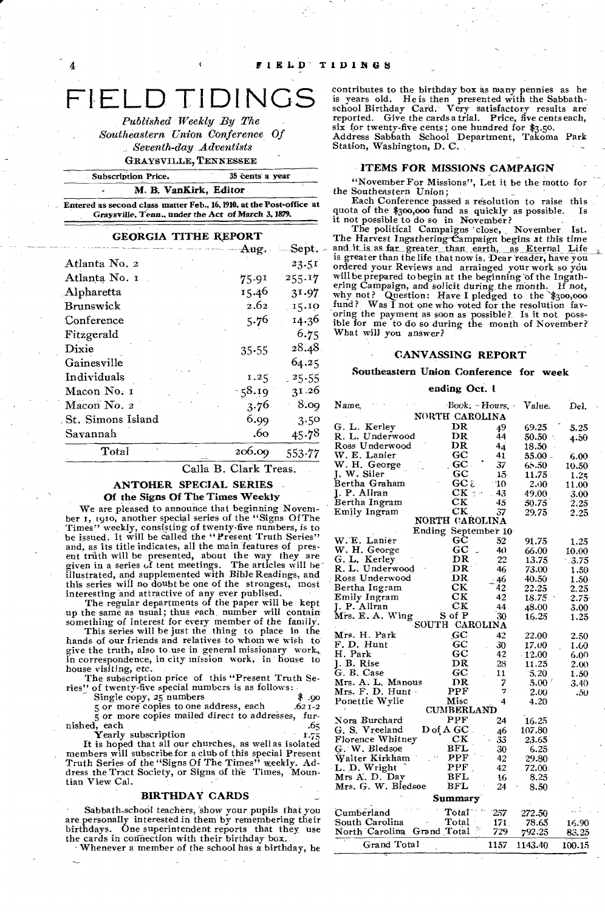# FIELD TIDINGS

*Published Weekly By The*
*Southeastern Union Conference Of*
*Seventh-day Adventists*

GRAYSVILLE, TENNESSEE

| Subscription Price. | 35 cents a year |
|---|---|

M. B. VanKirk, Editor

Entered as second class matter Feb., 16, 1910, at the Post-office at Graysville, Tenn., under the Act of March 3, 1879.

## GEORGIA TITHE REPORT

| | Aug. | Sept. |
|---|---|---|
| Atlanta No. 2 | | 23.51 |
| Atlanta No. 1 | 75.91 | 255.17 |
| Alpharetta | 15.46 | 31.97 |
| Brunswick | 2.62 | 15.10 |
| Conference | 5.76 | 14.36 |
| Fitzgerald | | 6.75 |
| Dixie | 35.55 | 28.48 |
| Gainesville | | 64.25 |
| Individuals | 1.25 | 25.55 |
| Macon No. 1 | 58.19 | 31.26 |
| Macon No. 2 | 3.76 | 8.09 |
| St. Simons Island | 6.99 | 3.50 |
| Savannah | .60 | 45.78 |
| Total | 206.09 | 553.77 |

Calla B. Clark Treas.

## ANTOHER SPECIAL SERIES

### Of the Signs Of The Times Weekly

We are pleased to announce that beginning November 1, 1910, another special series of the "Signs Of The Times" weekly, consisting of twenty-five numbers, is to be issued. It will be called the "Present Truth Series" and, as its title indicates, all the main features of present truth will be presented, about the way they are given in a series of tent meetings. The articles will be illustrated, and supplemented with Bible Readings, and this series will no doubt be one of the strongest, most interesting and attractive of any ever publised.

The regular departments of the paper will be kept up the same as usual; thus each number will contain something of interest for every member of the family.

This series will be just the thing to place in the hands of our friends and relatives to whom we wish to give the truth, also to use in general missionary work, in correspondence, in city mission work, in house to house visiting, etc.

The subscription price of this "Present Truth Series" of twenty-five special numbers is as follows:

| | |
|---|---|
| Single copy, 25 numbers | $ .90 |
| 5 or more copies to one address, each | .62 1-2 |
| 5 or more copies mailed direct to addresses, furnished, each | .65 |
| Yearly subscription | 1.75 |

It is hoped that all our churches, as well as isolated members will subscribe for a club of this special Present Truth Series of the "Signs Of The Times" weekly. Adress the Tract Society, or Signs of the Times, Mountian View Cal.

## BIRTHDAY CARDS

Sabbath-school teachers, show your pupils that you are personally interested in them by remembering their birthdays. One superintendent reports that they use the cards in connection with their birthday box.

Whenever a member of the school has a birthday, he contributes to the birthday box as many pennies as he is years old. He is then presented with the Sabbath-school Birthday Card. Very satisfactory results are reported. Give the cards a trial. Price, five cents each, six for twenty-five cents; one hundred for $3.50. Address Sabbath School Department, Takoma Park Station, Washington, D. C.

## ITEMS FOR MISSIONS CAMPAIGN

"November For Missions", Let it be the motto for the Southeastern Union;

Each Conference passed a resolution to raise this quota of the $300,000 fund as quickly as possible. Is it not possible to do so in November?

The political Campaigns close, November 1st. The Harvest Ingathering Campaign begins at this time and it is as far greater than earth, as Eternal Life is greater than the life that now is. Dear reader, have you ordered your Reviews and arrainged your work so you will be prepared to begin at the beginning of the Ingathering Campaign, and solicit during the month. If not, why not? Question: Have I pledged to the $300,000 fund? Was I not one who voted for the resolution favoring the payment as soon as possible? Is it not possible for me to do so during the month of November? What will you answer?

## CANVASSING REPORT

### Southeastern Union Conference for week ending Oct. 1

| Name, | Book, | Hours, | Value. | Del. |
|---|---|---|---|---|
| NORTH CAROLINA | | | | |
| G. L. Kerley | DR | 49 | 69.25 | 5.25 |
| R. L. Underwood | DR | 44 | 50.50 | 4.50 |
| Ross Underwood | DR | 44 | 18.50 | |
| W. E. Lanier | GC | 41 | 55.00 | 6.00 |
| W. H. George | GC | 37 | 65.50 | 10.50 |
| J. W. Siler | GC | 15 | 11.75 | 1.25 |
| Bertha Graham | GC | 10 | 2.00 | 11.00 |
| J. P. Allran | CK | 43 | 49.00 | 3.00 |
| Bertha Ingram | CK | 45 | 50.75 | 2.25 |
| Emily Ingram | CK | 37 | 29.75 | 2.25 |
| NORTH CAROLINA Ending September 10 | | | | |
| W. E. Lanier | GC | 52 | 91.75 | 1.25 |
| W. H. George | GC | 40 | 66.00 | 10.00 |
| G. L. Kerley | DR | 22 | 13.75 | 3.75 |
| R. L. Underwood | DR | 46 | 73.00 | 1.50 |
| Ross Underwood | DR | 46 | 40.50 | 1.50 |
| Bertha Ingram | CK | 42 | 22.25 | 2.25 |
| Emily Ingram | CK | 42 | 18.75 | 2.75 |
| J. P. Allran | CK | 44 | 48.00 | 3.00 |
| Mrs. E. A. Wing | S of P | 30 | 16.25 | 1.25 |
| SOUTH CAROLINA | | | | |
| Mrs. H. Park | GC | 42 | 22.00 | 2.50 |
| F. D. Hunt | GC | 30 | 17.00 | 1.60 |
| H. Park | GC | 42 | 12.00 | 6.00 |
| J. B. Rise | DR | 28 | 11.25 | 2.00 |
| G. B. Case | GC | 11 | 5.20 | 1.50 |
| Mrs. A. L. Manous | DR | 7 | 5.00 | 3.40 |
| Mrs. F. D. Hunt | PPF | 7 | 2.00 | .50 |
| Ponettie Wylie | Misc | 4 | 4.20 | |
| CUMBERLAND | | | | |
| Nora Burchard | PPF | 24 | 16.25 | |
| G. S. Vreeland | D of A GC | 46 | 107.80 | |
| Florence Whitney | CK | 33 | 23.65 | |
| G. W. Bledsoe | BFL | 30 | 6.25 | |
| Walter Kirkham | PPF | 42 | 29.80 | |
| L. D. Wright | PPF | 42 | 72.00 | |
| Mrs A. D. Day | BFL | 16 | 8.25 | |
| Mrs. G. W. Bledsoe | BFL | 24 | 8.50 | |
| **Summary** | | | | |
| Cumberland | Total | 257 | 272.50 | |
| South Carolina | Total | 171 | 78.65 | 16.90 |
| North Carolina | Grand Total | 729 | 792.25 | 83.25 |
| Grand Total | | 1157 | 1143.40 | 100.15 |